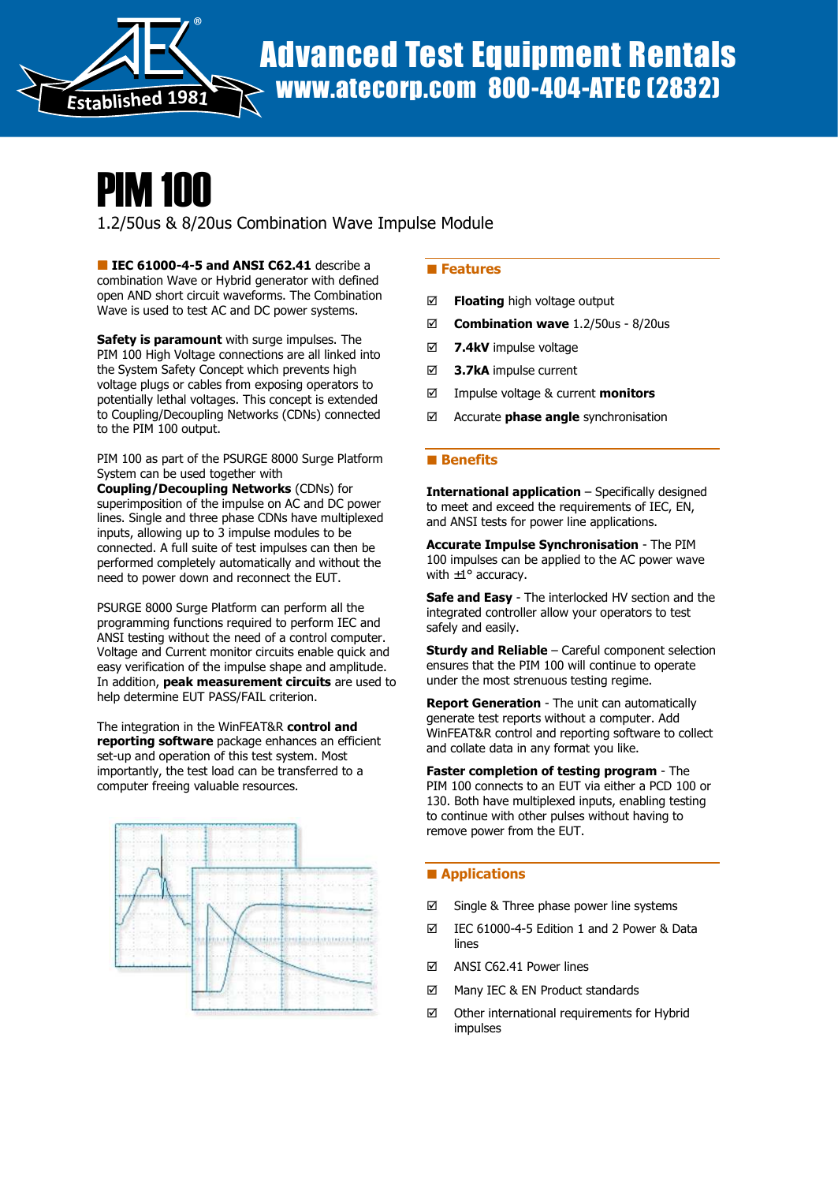# PIM 100

1.2/50us & 8/20us Combination Wave Impulse Module

**IEC 61000-4-5 and ANSI C62.41** describe a combination Wave or Hybrid generator with defined open AND short circuit waveforms. The Combination Wave is used to test AC and DC power systems.

**Safety is paramount** with surge impulses. The PIM 100 High Voltage connections are all linked into the System Safety Concept which prevents high voltage plugs or cables from exposing operators to potentially lethal voltages. This concept is extended to Coupling/Decoupling Networks (CDNs) connected to the PIM 100 output.

PIM 100 as part of the PSURGE 8000 Surge Platform System can be used together with **Coupling/Decoupling Networks** (CDNs) for superimposition of the impulse on AC and DC power lines. Single and three phase CDNs have multiplexed inputs, allowing up to 3 impulse modules to be connected. A full suite of test impulses can then be performed completely automatically and without the need to power down and reconnect the EUT.

PSURGE 8000 Surge Platform can perform all the programming functions required to perform IEC and ANSI testing without the need of a control computer. Voltage and Current monitor circuits enable quick and easy verification of the impulse shape and amplitude. In addition, **peak measurement circuits** are used to help determine EUT PASS/FAIL criterion.

The integration in the WinFEAT&R **control and reporting software** package enhances an efficient set-up and operation of this test system. Most importantly, the test load can be transferred to a computer freeing valuable resources.

## Features

- ☑ **Floating** high voltage output
- ☑ **Combination wave** 1.2/50us - 8/20us
- ☑ **7.4kV** impulse voltage
- ☑ **3.7kA** impulse current
- ☑ Impulse voltage & current **monitors**
- ☑ Accurate **phase angle** synchronisation

## Benefits

**International application** – Specifically designed to meet and exceed the requirements of IEC, EN, and ANSI tests for power line applications.

**Accurate Impulse Synchronisation** - The PIM 100 impulses can be applied to the AC power wave with ±1° accuracy.

**Safe and Easy** - The interlocked HV section and the integrated controller allow your operators to test safely and easily.

**Sturdy and Reliable** – Careful component selection ensures that the PIM 100 will continue to operate under the most strenuous testing regime.

**Report Generation** - The unit can automatically generate test reports without a computer. Add WinFEAT&R control and reporting software to collect and collate data in any format you like.

**Faster completion of testing program** - The PIM 100 connects to an EUT via either a PCD 100 or 130. Both have multiplexed inputs, enabling testing to continue with other pulses without having to remove power from the EUT.

## Applications

- ☑ Single & Three phase power line systems
- ☑ IEC 61000-4-5 Edition 1 and 2 Power & Data lines
- ☑ ANSI C62.41 Power lines
- ☑ Many IEC & EN Product standards
- ☑ Other international requirements for Hybrid impulses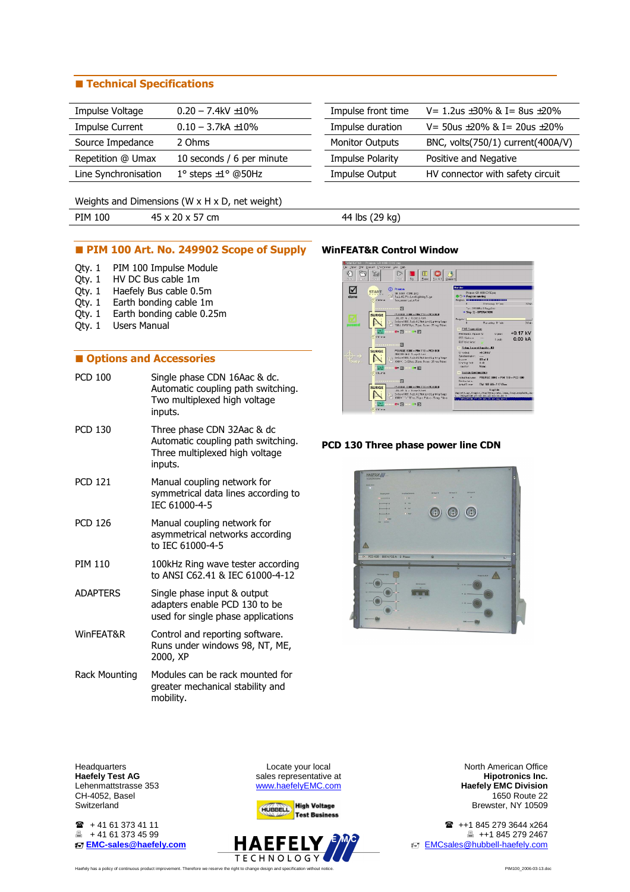## Technical Specifications

| | | | |
|---|---|---|---|
| Impulse Voltage | 0.20 – 7.4kV ±10% | Impulse front time | V= 1.2us ±30% & I= 8us ±20% |
| Impulse Current | 0.10 – 3.7kA ±10% | Impulse duration | V= 50us ±20% & I= 20us ±20% |
| Source Impedance | 2 Ohms | Monitor Outputs | BNC, volts(750/1) current(400A/V) |
| Repetition @ Umax | 10 seconds / 6 per minute | Impulse Polarity | Positive and Negative |
| Line Synchronisation | 1° steps ±1° @50Hz | Impulse Output | HV connector with safety circuit |

Weights and Dimensions (W x H x D, net weight)

| | | |
|---|---|---|
| PIM 100 | 45 x 20 x 57 cm | 44 lbs (29 kg) |

## PIM 100 Art. No. 249902 Scope of Supply

Qty. 1 PIM 100 Impulse Module
Qty. 1 HV DC Bus cable 1m
Qty. 1 Haefely Bus cable 0.5m
Qty. 1 Earth bonding cable 1m
Qty. 1 Earth bonding cable 0.25m
Qty. 1 Users Manual

## Options and Accessories

| | |
|---|---|
| PCD 100 | Single phase CDN 16Aac & dc. Automatic coupling path switching. Two multiplexed high voltage inputs. |
| PCD 130 | Three phase CDN 32Aac & dc Automatic coupling path switching. Three multiplexed high voltage inputs. |
| PCD 121 | Manual coupling network for symmetrical data lines according to IEC 61000-4-5 |
| PCD 126 | Manual coupling network for asymmetrical networks according to IEC 61000-4-5 |
| PIM 110 | 100kHz Ring wave tester according to ANSI C62.41 & IEC 61000-4-12 |
| ADAPTERS | Single phase input & output adapters enable PCD 130 to be used for single phase applications |
| WinFEAT&R | Control and reporting software. Runs under windows 98, NT, ME, 2000, XP |
| Rack Mounting | Modules can be rack mounted for greater mechanical stability and mobility. |

**WinFEAT&R Control Window**

**PCD 130 Three phase power line CDN**

Headquarters
**Haefely Test AG**
Lehenmattstrasse 353
CH-4052, Basel
Switzerland

☎ + 41 61 373 41 11
+ 41 61 373 45 99
**EMC-sales@haefely.com**

Locate your local sales representative at
www.haefelyEMC.com

HUBBELL High Voltage Test Business

HAEFELY EMC TECHNOLOGY

North American Office
**Hipotronics Inc.**
**Haefely EMC Division**
1650 Route 22
Brewster, NY 10509

☎ ++1 845 279 3644 x264
++1 845 279 2467
EMCsales@hubbell-haefely.com

Haefely has a policy of continuous product improvement. Therefore we reserve the right to change design and specification without notice.

PIM100_2006-03-13.doc